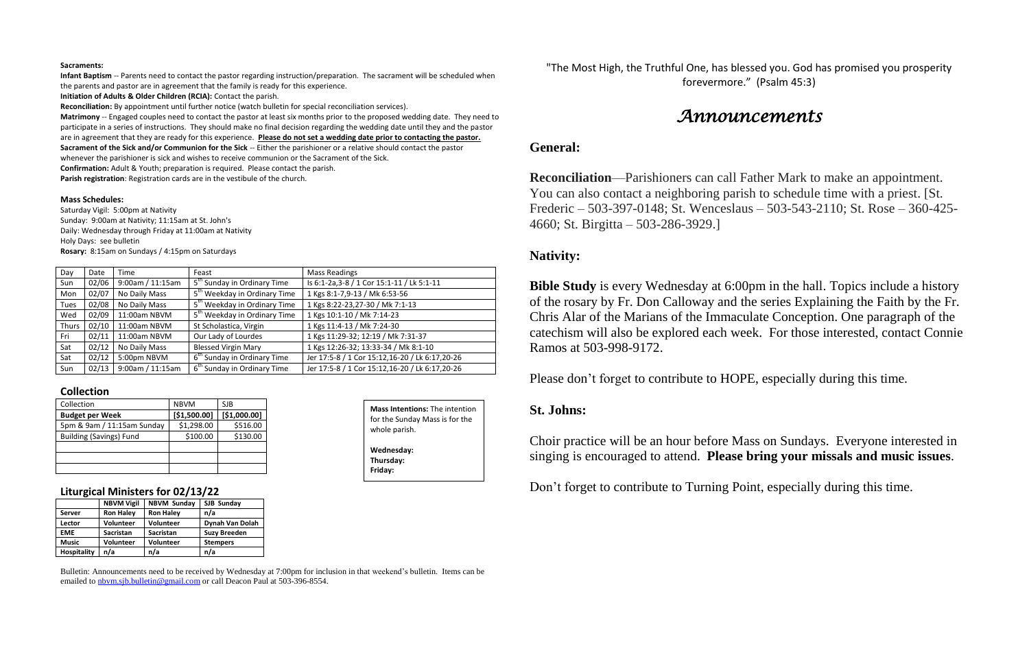**Sacraments:**

**Infant Baptism** -- Parents need to contact the pastor regarding instruction/preparation. The sacrament will be scheduled when the parents and pastor are in agreement that the family is ready for this experience.

**Initiation of Adults & Older Children (RCIA):** Contact the parish.

**Reconciliation:** By appointment until further notice (watch bulletin for special reconciliation services).

**Matrimony** -- Engaged couples need to contact the pastor at least six months prior to the proposed wedding date. They need to participate in a series of instructions. They should make no final decision regarding the wedding date until they and the pastor are in agreement that they are ready for this experience. **Please do not set a wedding date prior to contacting the pastor.**

**Sacrament of the Sick and/or Communion for the Sick** -- Either the parishioner or a relative should contact the pastor whenever the parishioner is sick and wishes to receive communion or the Sacrament of the Sick.

**Confirmation:** Adult & Youth; preparation is required. Please contact the parish.

**Parish registration**: Registration cards are in the vestibule of the church.

**Mass Schedules:**

Saturday Vigil: 5:00pm at Nativity
Sunday: 9:00am at Nativity; 11:15am at St. John's
Daily: Wednesday through Friday at 11:00am at Nativity
Holy Days: see bulletin
**Rosary:** 8:15am on Sundays / 4:15pm on Saturdays

| Day | Date | Time | Feast | Mass Readings |
|---|---|---|---|---|
| Sun | 02/06 | 9:00am / 11:15am | 5th Sunday in Ordinary Time | Is 6:1-2a,3-8 / 1 Cor 15:1-11 / Lk 5:1-11 |
| Mon | 02/07 | No Daily Mass | 5th Weekday in Ordinary Time | 1 Kgs 8:1-7,9-13 / Mk 6:53-56 |
| Tues | 02/08 | No Daily Mass | 5th Weekday in Ordinary Time | 1 Kgs 8:22-23,27-30 / Mk 7:1-13 |
| Wed | 02/09 | 11:00am NBVM | 5th Weekday in Ordinary Time | 1 Kgs 10:1-10 / Mk 7:14-23 |
| Thurs | 02/10 | 11:00am NBVM | St Scholastica, Virgin | 1 Kgs 11:4-13 / Mk 7:24-30 |
| Fri | 02/11 | 11:00am NBVM | Our Lady of Lourdes | 1 Kgs 11:29-32; 12:19 / Mk 7:31-37 |
| Sat | 02/12 | No Daily Mass | Blessed Virgin Mary | 1 Kgs 12:26-32; 13:33-34 / Mk 8:1-10 |
| Sat | 02/12 | 5:00pm NBVM | 6th Sunday in Ordinary Time | Jer 17:5-8 / 1 Cor 15:12,16-20 / Lk 6:17,20-26 |
| Sun | 02/13 | 9:00am / 11:15am | 6th Sunday in Ordinary Time | Jer 17:5-8 / 1 Cor 15:12,16-20 / Lk 6:17,20-26 |

**Collection**

| Collection | NBVM | SJB |
|---|---|---|
| **Budget per Week** | **[$1,500.00]** | **[$1,000.00]** |
| 5pm & 9am / 11:15am Sunday | $1,298.00 | $516.00 |
| Building (Savings) Fund | $100.00 | $130.00 |
| | | |
| | | |
| | | |

**Mass Intentions:** The intention for the Sunday Mass is for the whole parish.

**Wednesday:**
**Thursday:**
**Friday:**

**Liturgical Ministers for 02/13/22**

| | NBVM Vigil | NBVM Sunday | SJB Sunday |
|---|---|---|---|
| **Server** | **Ron Haley** | **Ron Haley** | **n/a** |
| **Lector** | **Volunteer** | **Volunteer** | **Dynah Van Dolah** |
| **EME** | **Sacristan** | **Sacristan** | **Suzy Breeden** |
| **Music** | **Volunteer** | **Volunteer** | **Stempers** |
| **Hospitality** | **n/a** | **n/a** | **n/a** |

Bulletin: Announcements need to be received by Wednesday at 7:00pm for inclusion in that weekend's bulletin. Items can be emailed to nbvm.sjb.bulletin@gmail.com or call Deacon Paul at 503-396-8554.

"The Most High, the Truthful One, has blessed you. God has promised you prosperity forevermore." (Psalm 45:3)

# *Announcements*

## General:

**Reconciliation**—Parishioners can call Father Mark to make an appointment. You can also contact a neighboring parish to schedule time with a priest. [St. Frederic – 503-397-0148; St. Wenceslaus – 503-543-2110; St. Rose – 360-425-4660; St. Birgitta – 503-286-3929.]

## Nativity:

**Bible Study** is every Wednesday at 6:00pm in the hall. Topics include a history of the rosary by Fr. Don Calloway and the series Explaining the Faith by the Fr. Chris Alar of the Marians of the Immaculate Conception. One paragraph of the catechism will also be explored each week. For those interested, contact Connie Ramos at 503-998-9172.

Please don't forget to contribute to HOPE, especially during this time.

## St. Johns:

Choir practice will be an hour before Mass on Sundays. Everyone interested in singing is encouraged to attend. **Please bring your missals and music issues**.

Don't forget to contribute to Turning Point, especially during this time.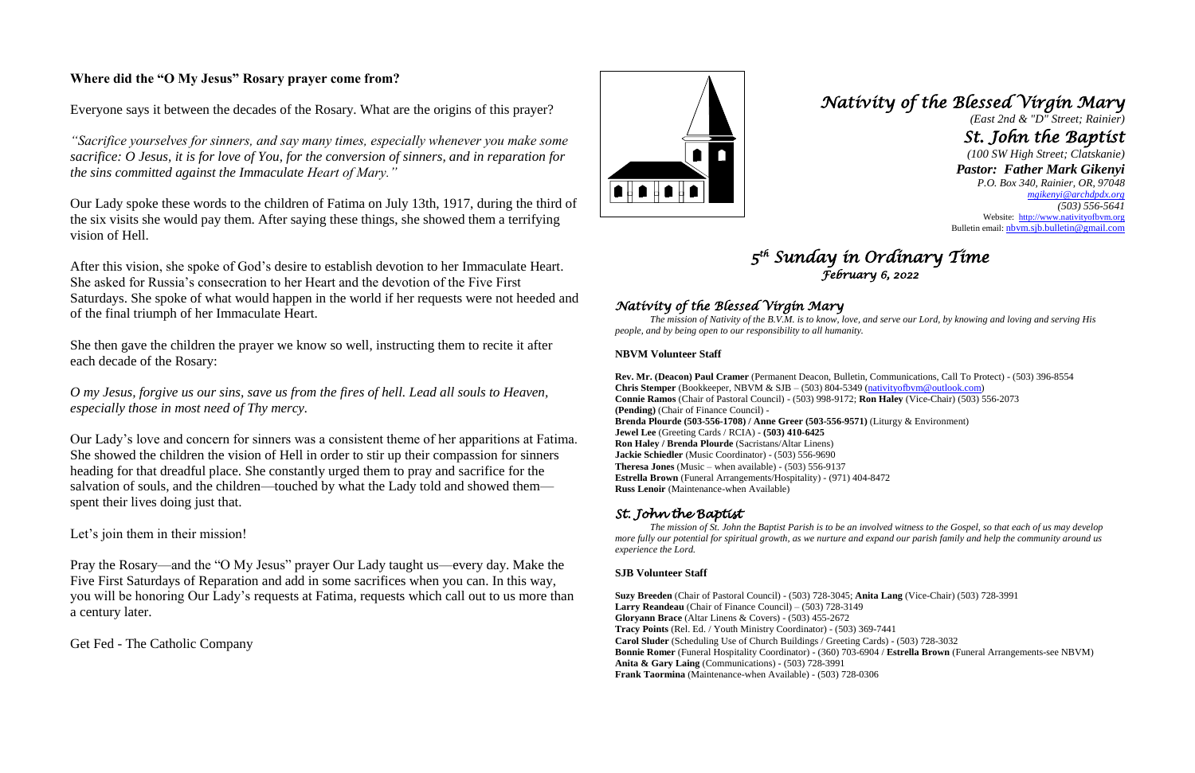### Where did the "O My Jesus" Rosary prayer come from?

Everyone says it between the decades of the Rosary. What are the origins of this prayer?

*"Sacrifice yourselves for sinners, and say many times, especially whenever you make some sacrifice: O Jesus, it is for love of You, for the conversion of sinners, and in reparation for the sins committed against the Immaculate Heart of Mary."*

Our Lady spoke these words to the children of Fatima on July 13th, 1917, during the third of the six visits she would pay them. After saying these things, she showed them a terrifying vision of Hell.

After this vision, she spoke of God's desire to establish devotion to her Immaculate Heart. She asked for Russia's consecration to her Heart and the devotion of the Five First Saturdays. She spoke of what would happen in the world if her requests were not heeded and of the final triumph of her Immaculate Heart.

She then gave the children the prayer we know so well, instructing them to recite it after each decade of the Rosary:

*O my Jesus, forgive us our sins, save us from the fires of hell. Lead all souls to Heaven, especially those in most need of Thy mercy.*

Our Lady's love and concern for sinners was a consistent theme of her apparitions at Fatima. She showed the children the vision of Hell in order to stir up their compassion for sinners heading for that dreadful place. She constantly urged them to pray and sacrifice for the salvation of souls, and the children—touched by what the Lady told and showed them—spent their lives doing just that.

Let's join them in their mission!

Pray the Rosary—and the "O My Jesus" prayer Our Lady taught us—every day. Make the Five First Saturdays of Reparation and add in some sacrifices when you can. In this way, you will be honoring Our Lady's requests at Fatima, requests which call out to us more than a century later.

Get Fed - The Catholic Company

# *Nativity of the Blessed Virgin Mary*

*(East 2nd & "D" Street; Rainier)*

# *St. John the Baptist*

*(100 SW High Street; Clatskanie)*

***Pastor: Father Mark Gikenyi***

*P.O. Box 340, Rainier, OR, 97048*

*mgikenyi@archdpdx.org*

*(503) 556-5641*

Website: http://www.nativityofbvm.org

Bulletin email: nbvm.sjb.bulletin@gmail.com

## *5th Sunday in Ordinary Time*

*February 6, 2022*

## *Nativity of the Blessed Virgin Mary*

*The mission of Nativity of the B.V.M. is to know, love, and serve our Lord, by knowing and loving and serving His people, and by being open to our responsibility to all humanity.*

**NBVM Volunteer Staff**

**Rev. Mr. (Deacon) Paul Cramer** (Permanent Deacon, Bulletin, Communications, Call To Protect) - (503) 396-8554
**Chris Stemper** (Bookkeeper, NBVM & SJB – (503) 804-5349 (nativityofbvm@outlook.com)
**Connie Ramos** (Chair of Pastoral Council) - (503) 998-9172; **Ron Haley** (Vice-Chair) (503) 556-2073
**(Pending)** (Chair of Finance Council) -
**Brenda Plourde (503-556-1708) / Anne Greer (503-556-9571)** (Liturgy & Environment)
**Jewel Lee** (Greeting Cards / RCIA) - **(503) 410-6425**
**Ron Haley / Brenda Plourde** (Sacristans/Altar Linens)
**Jackie Schiedler** (Music Coordinator) - (503) 556-9690
**Theresa Jones** (Music – when available) - (503) 556-9137
**Estrella Brown** (Funeral Arrangements/Hospitality) - (971) 404-8472
**Russ Lenoir** (Maintenance-when Available)

## *St. John the Baptist*

*The mission of St. John the Baptist Parish is to be an involved witness to the Gospel, so that each of us may develop more fully our potential for spiritual growth, as we nurture and expand our parish family and help the community around us experience the Lord.*

**SJB Volunteer Staff**

**Suzy Breeden** (Chair of Pastoral Council) - (503) 728-3045; **Anita Lang** (Vice-Chair) (503) 728-3991
**Larry Reandeau** (Chair of Finance Council) – (503) 728-3149
**Gloryann Brace** (Altar Linens & Covers) - (503) 455-2672
**Tracy Points** (Rel. Ed. / Youth Ministry Coordinator) - (503) 369-7441
**Carol Sluder** (Scheduling Use of Church Buildings / Greeting Cards) - (503) 728-3032
**Bonnie Romer** (Funeral Hospitality Coordinator) - (360) 703-6904 / **Estrella Brown** (Funeral Arrangements-see NBVM)
**Anita & Gary Laing** (Communications) - (503) 728-3991
**Frank Taormina** (Maintenance-when Available) - (503) 728-0306